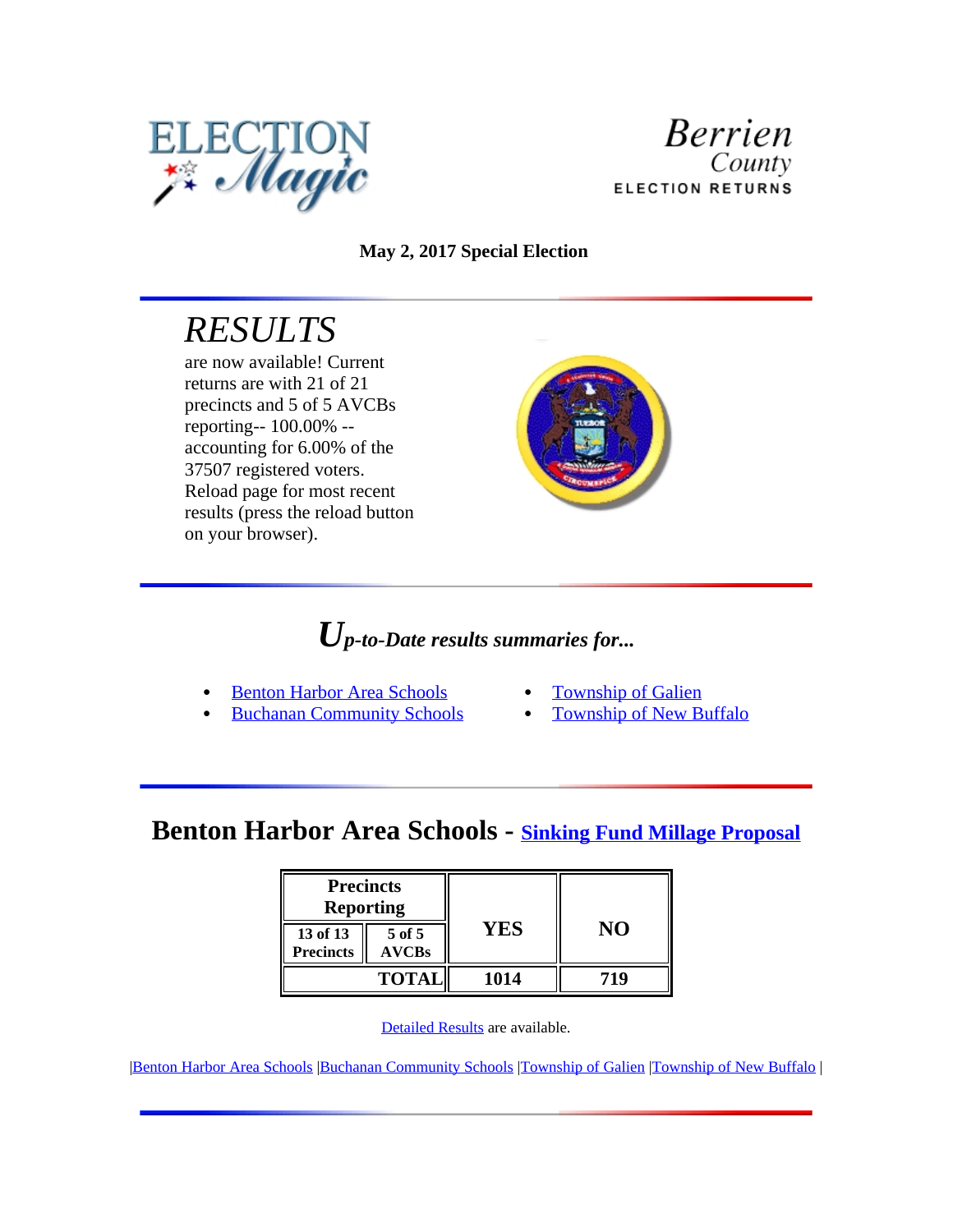ELECTION Magic

Berrien County ELECTION RETURNS

**May 2, 2017 Special Election**

# *RESULTS*

are now available! Current returns are with 21 of 21 precincts and 5 of 5 AVCBs reporting-- 100.00% -- accounting for 6.00% of the 37507 registered voters. Reload page for most recent results (press the reload button on your browser).

## *Up-to-Date results summaries for...*

- Benton Harbor Area Schools
- Buchanan Community Schools
- Township of Galien
- Township of New Buffalo

## Benton Harbor Area Schools - Sinking Fund Millage Proposal

| Precincts Reporting | | YES | NO |
|---|---|---|---|
| 13 of 13 Precincts | 5 of 5 AVCBs | | |
| | **TOTAL** | **1014** | **719** |

Detailed Results are available.

|Benton Harbor Area Schools |Buchanan Community Schools |Township of Galien |Township of New Buffalo |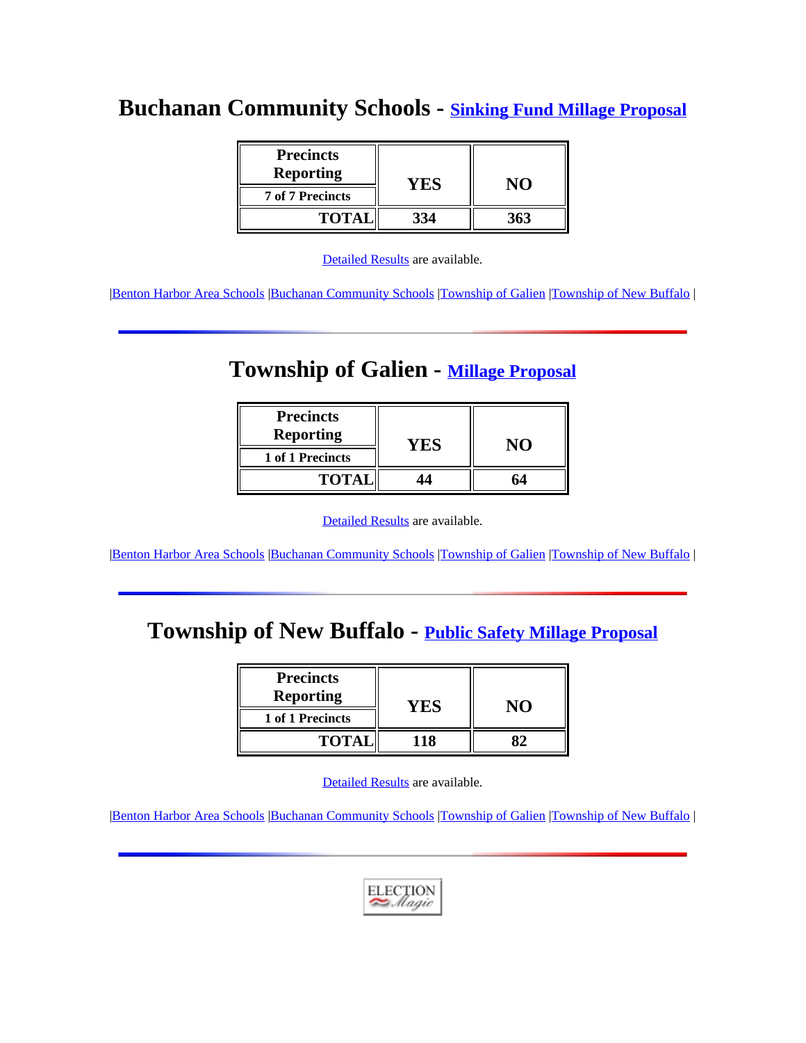## Buchanan Community Schools - Sinking Fund Millage Proposal

| Precincts Reporting | YES | NO |
| --- | --- | --- |
| 7 of 7 Precincts | | |
| TOTAL | 334 | 363 |

Detailed Results are available.

|Benton Harbor Area Schools |Buchanan Community Schools |Township of Galien |Township of New Buffalo |

## Township of Galien - Millage Proposal

| Precincts Reporting | YES | NO |
| --- | --- | --- |
| 1 of 1 Precincts | | |
| TOTAL | 44 | 64 |

Detailed Results are available.

|Benton Harbor Area Schools |Buchanan Community Schools |Township of Galien |Township of New Buffalo |

## Township of New Buffalo - Public Safety Millage Proposal

| Precincts Reporting | YES | NO |
| --- | --- | --- |
| 1 of 1 Precincts | | |
| TOTAL | 118 | 82 |

Detailed Results are available.

|Benton Harbor Area Schools |Buchanan Community Schools |Township of Galien |Township of New Buffalo |

ELECTION Magic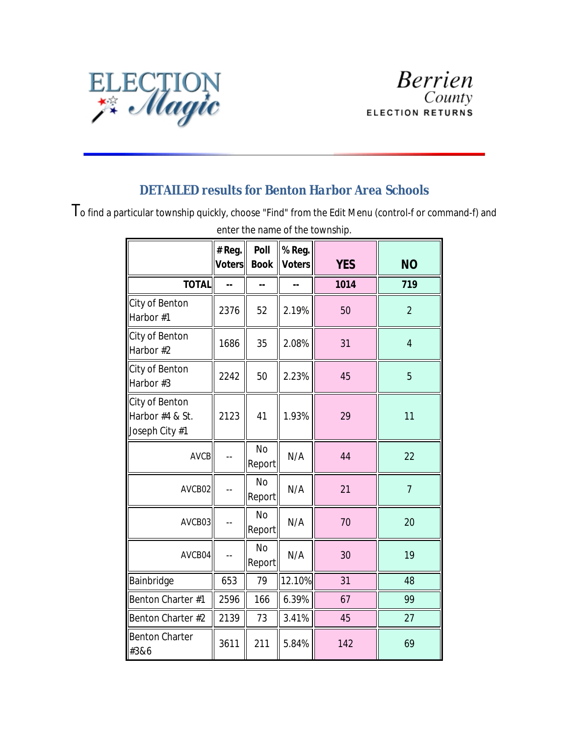ELECTION Magic

Berrien County ELECTION RETURNS

## DETAILED results for Benton Harbor Area Schools

To find a particular township quickly, choose "Find" from the Edit Menu (control-f or command-f) and enter the name of the township.

| | # Reg. Voters | Poll Book | % Reg. Voters | YES | NO |
|---|---|---|---|---|---|
| **TOTAL** | -- | -- | -- | **1014** | **719** |
| City of Benton Harbor #1 | 2376 | 52 | 2.19% | 50 | 2 |
| City of Benton Harbor #2 | 1686 | 35 | 2.08% | 31 | 4 |
| City of Benton Harbor #3 | 2242 | 50 | 2.23% | 45 | 5 |
| City of Benton Harbor #4 & St. Joseph City #1 | 2123 | 41 | 1.93% | 29 | 11 |
| AVCB | -- | No Report | N/A | 44 | 22 |
| AVCB02 | -- | No Report | N/A | 21 | 7 |
| AVCB03 | -- | No Report | N/A | 70 | 20 |
| AVCB04 | -- | No Report | N/A | 30 | 19 |
| Bainbridge | 653 | 79 | 12.10% | 31 | 48 |
| Benton Charter #1 | 2596 | 166 | 6.39% | 67 | 99 |
| Benton Charter #2 | 2139 | 73 | 3.41% | 45 | 27 |
| Benton Charter #3&6 | 3611 | 211 | 5.84% | 142 | 69 |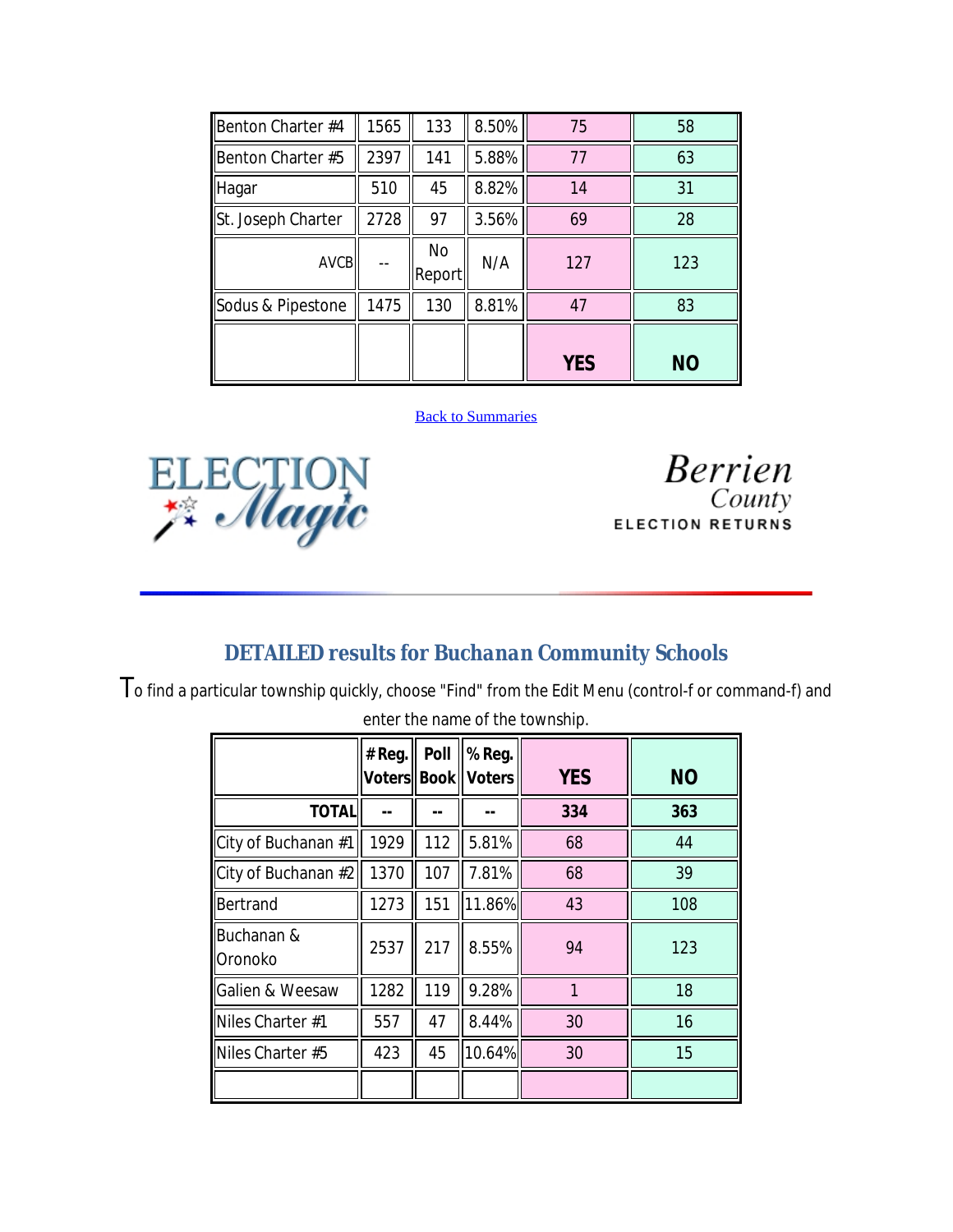| | | | | | |
|---|---|---|---|---|---|
| Benton Charter #4 | 1565 | 133 | 8.50% | 75 | 58 |
| Benton Charter #5 | 2397 | 141 | 5.88% | 77 | 63 |
| Hagar | 510 | 45 | 8.82% | 14 | 31 |
| St. Joseph Charter | 2728 | 97 | 3.56% | 69 | 28 |
| AVCB | -- | No Report | N/A | 127 | 123 |
| Sodus & Pipestone | 1475 | 130 | 8.81% | 47 | 83 |
| | | | | **YES** | **NO** |

Back to Summaries

ELECTION Magic

Berrien County ELECTION RETURNS

## DETAILED results for Buchanan Community Schools

To find a particular township quickly, choose "Find" from the Edit Menu (control-f or command-f) and enter the name of the township.

| | # Reg. Voters | Poll Book | % Reg. Voters | YES | NO |
|---|---|---|---|---|---|
| **TOTAL** | **--** | **--** | **--** | **334** | **363** |
| City of Buchanan #1 | 1929 | 112 | 5.81% | 68 | 44 |
| City of Buchanan #2 | 1370 | 107 | 7.81% | 68 | 39 |
| Bertrand | 1273 | 151 | 11.86% | 43 | 108 |
| Buchanan & Oronoko | 2537 | 217 | 8.55% | 94 | 123 |
| Galien & Weesaw | 1282 | 119 | 9.28% | 1 | 18 |
| Niles Charter #1 | 557 | 47 | 8.44% | 30 | 16 |
| Niles Charter #5 | 423 | 45 | 10.64% | 30 | 15 |
| | | | | | |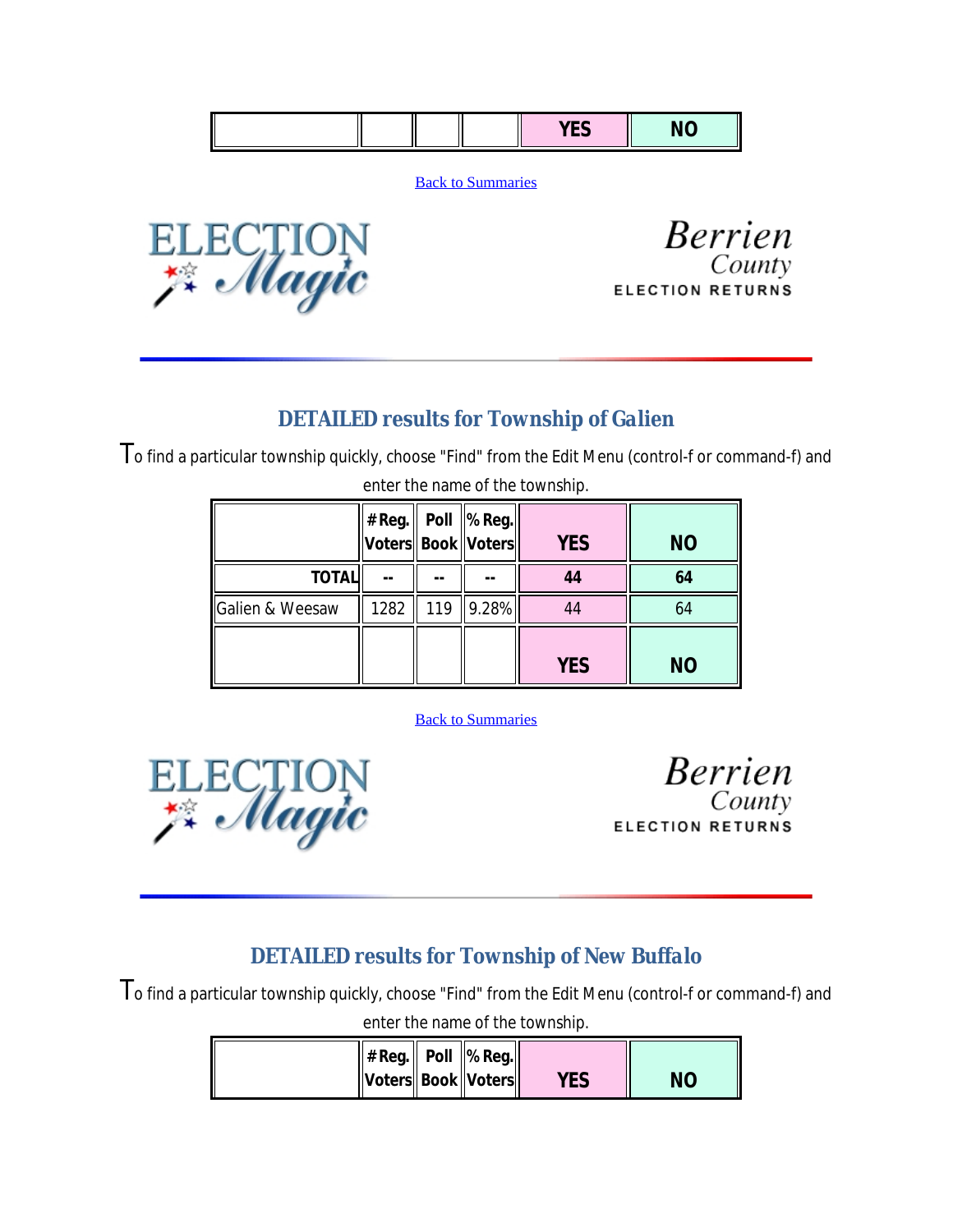| | | | | YES | NO |
|---|---|---|---|---|---|

Back to Summaries

ELECTION Magic

Berrien County ELECTION RETURNS

## DETAILED results for Township of Galien

To find a particular township quickly, choose "Find" from the Edit Menu (control-f or command-f) and enter the name of the township.

| | # Reg. Voters | Poll Book | % Reg. Voters | YES | NO |
|---|---|---|---|---|---|
| **TOTAL** | -- | -- | -- | **44** | **64** |
| Galien & Weesaw | 1282 | 119 | 9.28% | 44 | 64 |
| | | | | YES | NO |

Back to Summaries

ELECTION Magic

Berrien County ELECTION RETURNS

## DETAILED results for Township of New Buffalo

To find a particular township quickly, choose "Find" from the Edit Menu (control-f or command-f) and enter the name of the township.

| | # Reg. Voters | Poll Book | % Reg. Voters | YES | NO |
|---|---|---|---|---|---|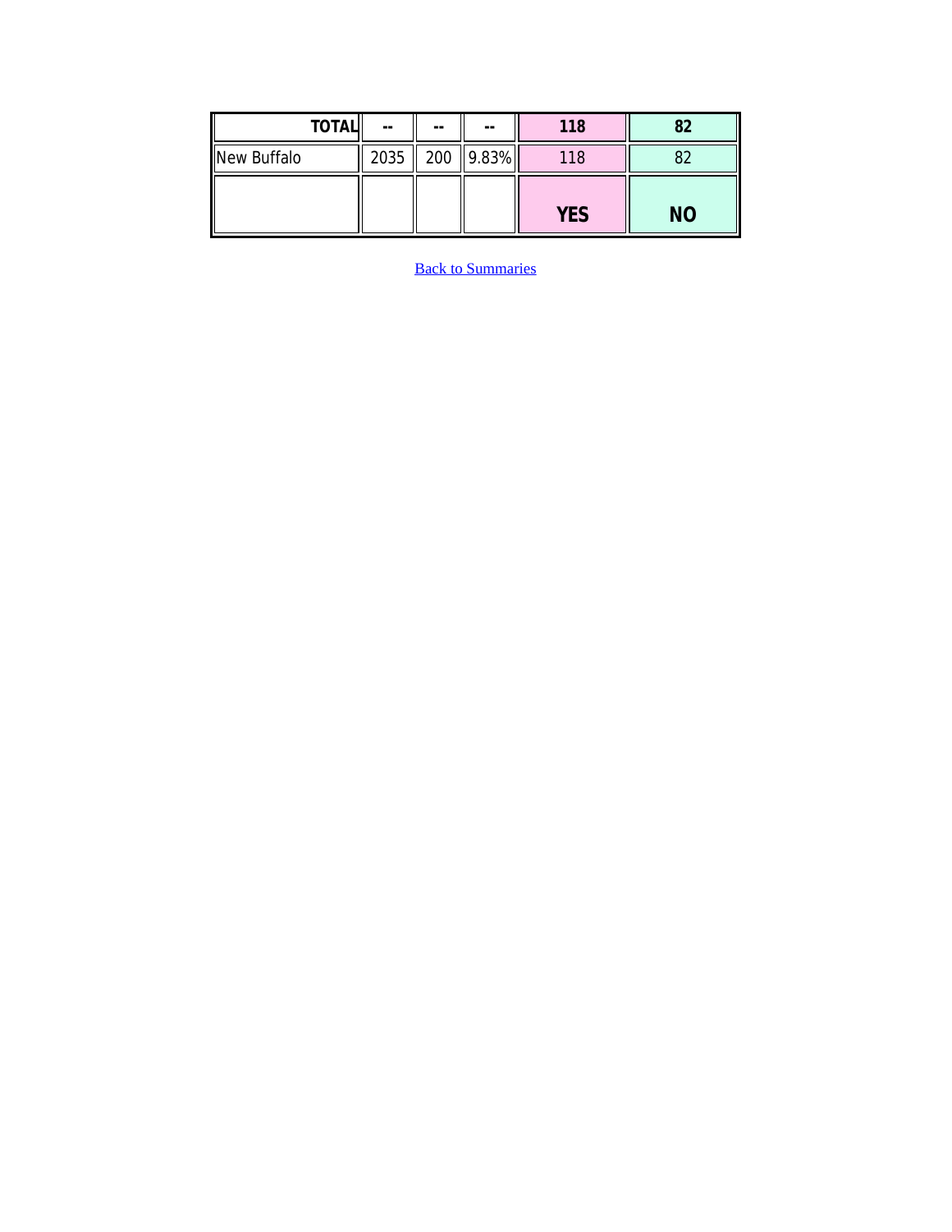| | | | | | |
|---|---|---|---|---|---|
| **TOTAL** | -- | -- | -- | **118** | **82** |
| New Buffalo | 2035 | 200 | 9.83% | 118 | 82 |
| | | | | **YES** | **NO** |

Back to Summaries